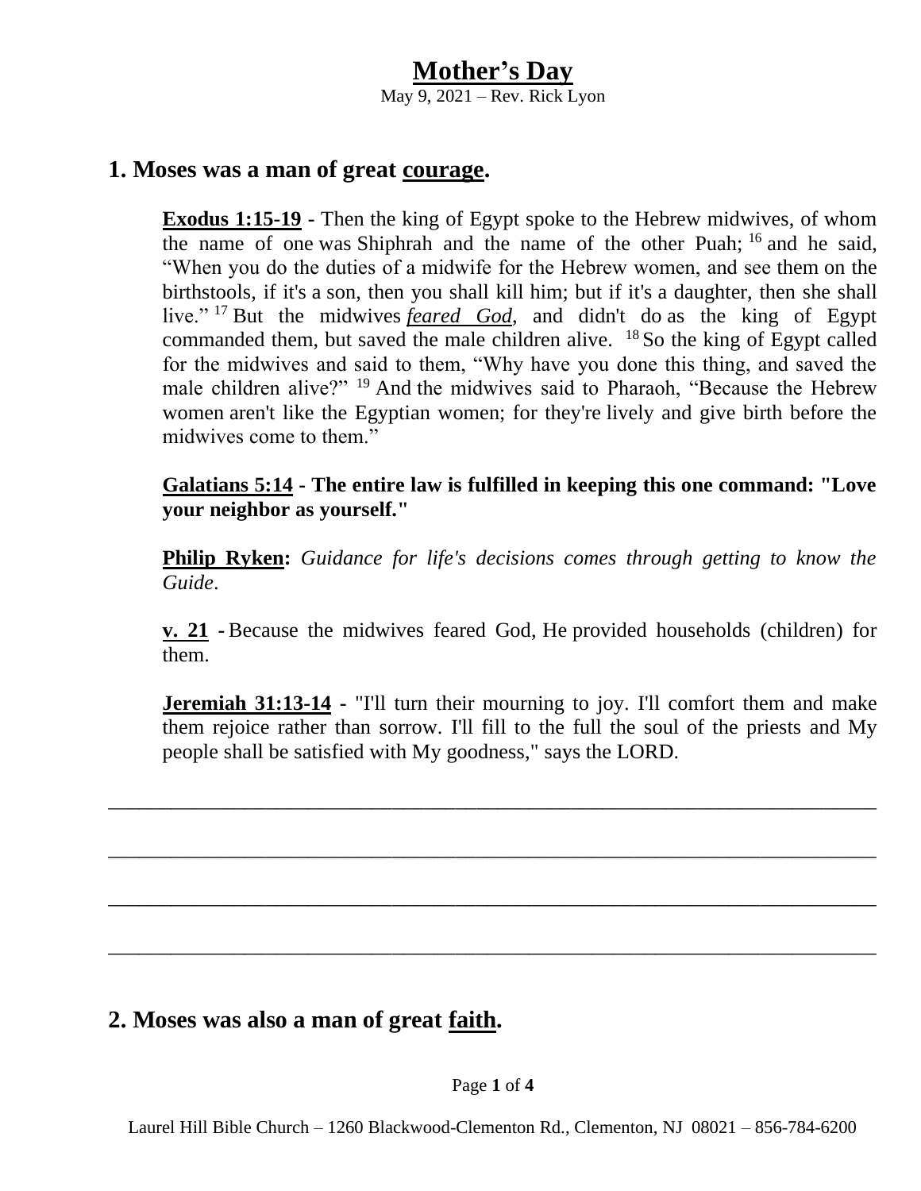# Mother's Day

May 9, 2021 – Rev. Rick Lyon

## 1. Moses was a man of great courage.

**Exodus 1:15-19** - Then the king of Egypt spoke to the Hebrew midwives, of whom the name of one was Shiphrah and the name of the other Puah; [16] and he said, "When you do the duties of a midwife for the Hebrew women, and see them on the birthstools, if it's a son, then you shall kill him; but if it's a daughter, then she shall live." [17] But the midwives *feared God*, and didn't do as the king of Egypt commanded them, but saved the male children alive. [18] So the king of Egypt called for the midwives and said to them, "Why have you done this thing, and saved the male children alive?" [19] And the midwives said to Pharaoh, "Because the Hebrew women aren't like the Egyptian women; for they're lively and give birth before the midwives come to them."

**Galatians 5:14 - The entire law is fulfilled in keeping this one command: "Love your neighbor as yourself."**

**Philip Ryken:** *Guidance for life's decisions comes through getting to know the Guide.*

**v. 21** - Because the midwives feared God, He provided households (children) for them.

**Jeremiah 31:13-14** - "I'll turn their mourning to joy. I'll comfort them and make them rejoice rather than sorrow. I'll fill to the full the soul of the priests and My people shall be satisfied with My goodness," says the LORD.

_______________________________________________________________________________

_______________________________________________________________________________

_______________________________________________________________________________

_______________________________________________________________________________

## 2. Moses was also a man of great faith.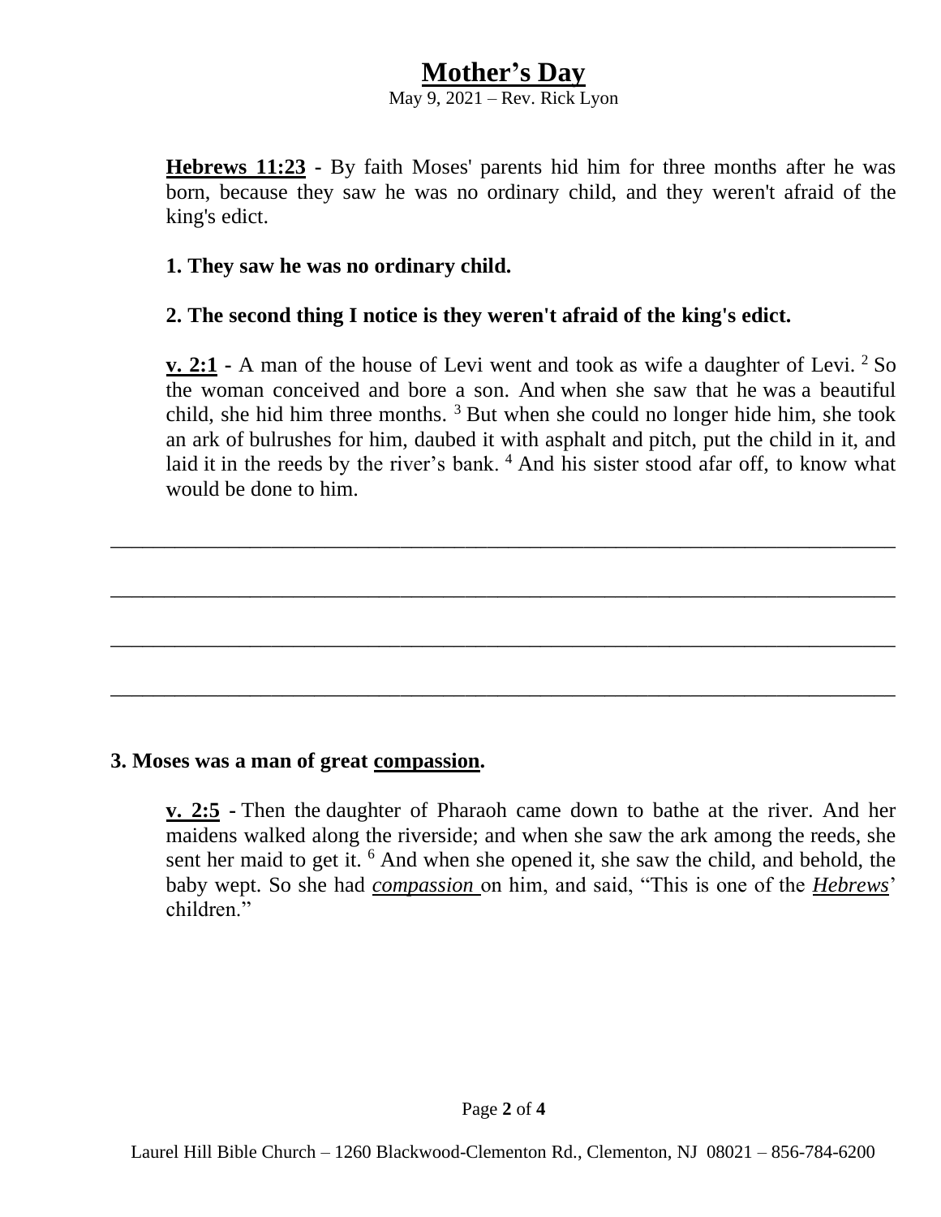# Mother's Day

May 9, 2021 – Rev. Rick Lyon

**Hebrews 11:23** - By faith Moses' parents hid him for three months after he was born, because they saw he was no ordinary child, and they weren't afraid of the king's edict.

**1. They saw he was no ordinary child.**

**2. The second thing I notice is they weren't afraid of the king's edict.**

**v. 2:1** - A man of the house of Levi went and took as wife a daughter of Levi. [2] So the woman conceived and bore a son. And when she saw that he was a beautiful child, she hid him three months. [3] But when she could no longer hide him, she took an ark of bulrushes for him, daubed it with asphalt and pitch, put the child in it, and laid it in the reeds by the river's bank. [4] And his sister stood afar off, to know what would be done to him.

\_\_\_\_\_\_\_\_\_\_\_\_\_\_\_\_\_\_\_\_\_\_\_\_\_\_\_\_\_\_\_\_\_\_\_\_\_\_\_\_\_\_\_\_\_\_\_\_\_\_\_\_\_\_\_\_\_\_\_\_\_\_\_\_\_\_\_\_\_\_

\_\_\_\_\_\_\_\_\_\_\_\_\_\_\_\_\_\_\_\_\_\_\_\_\_\_\_\_\_\_\_\_\_\_\_\_\_\_\_\_\_\_\_\_\_\_\_\_\_\_\_\_\_\_\_\_\_\_\_\_\_\_\_\_\_\_\_\_\_\_

\_\_\_\_\_\_\_\_\_\_\_\_\_\_\_\_\_\_\_\_\_\_\_\_\_\_\_\_\_\_\_\_\_\_\_\_\_\_\_\_\_\_\_\_\_\_\_\_\_\_\_\_\_\_\_\_\_\_\_\_\_\_\_\_\_\_\_\_\_\_

\_\_\_\_\_\_\_\_\_\_\_\_\_\_\_\_\_\_\_\_\_\_\_\_\_\_\_\_\_\_\_\_\_\_\_\_\_\_\_\_\_\_\_\_\_\_\_\_\_\_\_\_\_\_\_\_\_\_\_\_\_\_\_\_\_\_\_\_\_\_

**3. Moses was a man of great compassion.**

**v. 2:5** - Then the daughter of Pharaoh came down to bathe at the river. And her maidens walked along the riverside; and when she saw the ark among the reeds, she sent her maid to get it. [6] And when she opened it, she saw the child, and behold, the baby wept. So she had ***compassion*** on him, and said, "This is one of the ***Hebrews***' children."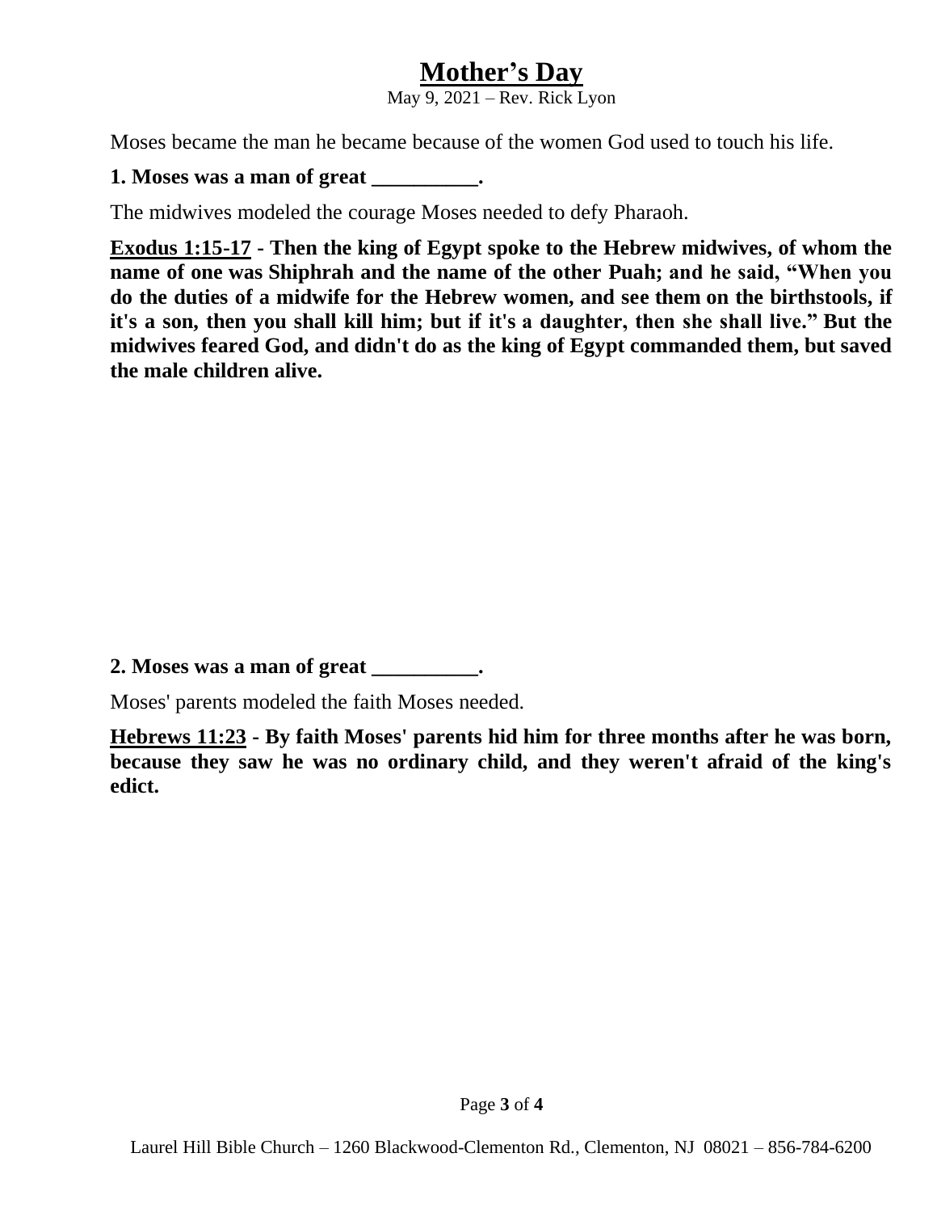# Mother's Day

May 9, 2021 – Rev. Rick Lyon

Moses became the man he became because of the women God used to touch his life.

**1. Moses was a man of great __________.**

The midwives modeled the courage Moses needed to defy Pharaoh.

**<u>Exodus 1:15-17</u> - Then the king of Egypt spoke to the Hebrew midwives, of whom the name of one was Shiphrah and the name of the other Puah; and he said, "When you do the duties of a midwife for the Hebrew women, and see them on the birthstools, if it's a son, then you shall kill him; but if it's a daughter, then she shall live." But the midwives feared God, and didn't do as the king of Egypt commanded them, but saved the male children alive.**

**2. Moses was a man of great __________.**

Moses' parents modeled the faith Moses needed.

**<u>Hebrews 11:23</u> - By faith Moses' parents hid him for three months after he was born, because they saw he was no ordinary child, and they weren't afraid of the king's edict.**

Laurel Hill Bible Church – 1260 Blackwood-Clementon Rd., Clementon, NJ 08021 – 856-784-6200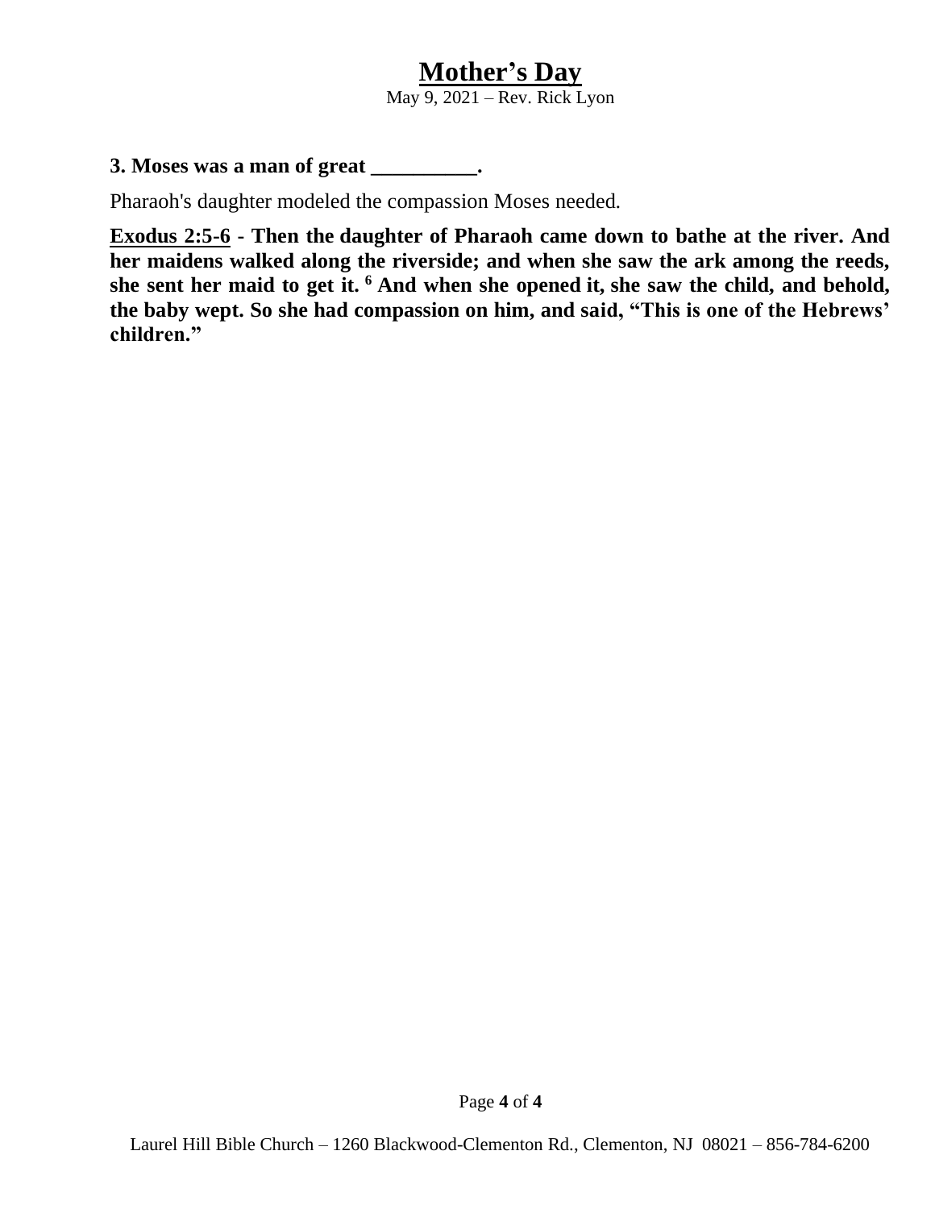**3. Moses was a man of great __________.**

Pharaoh's daughter modeled the compassion Moses needed.

**Exodus 2:5-6 - Then the daughter of Pharaoh came down to bathe at the river. And her maidens walked along the riverside; and when she saw the ark among the reeds, she sent her maid to get it. [6] And when she opened it, she saw the child, and behold, the baby wept. So she had compassion on him, and said, "This is one of the Hebrews' children."**